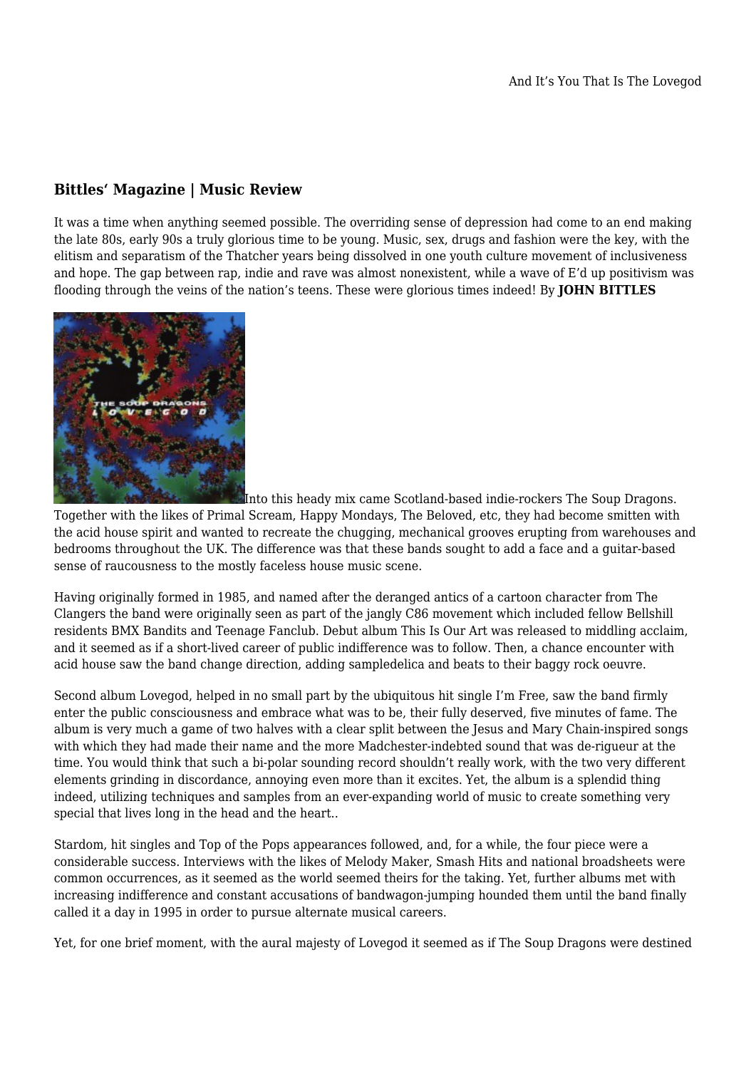And It's You That Is The Lovegod

### Bittles' Magazine | Music Review

It was a time when anything seemed possible. The overriding sense of depression had come to an end making the late 80s, early 90s a truly glorious time to be young. Music, sex, drugs and fashion were the key, with the elitism and separatism of the Thatcher years being dissolved in one youth culture movement of inclusiveness and hope. The gap between rap, indie and rave was almost nonexistent, while a wave of E'd up positivism was flooding through the veins of the nation's teens. These were glorious times indeed! By **JOHN BITTLES**

Into this heady mix came Scotland-based indie-rockers The Soup Dragons. Together with the likes of Primal Scream, Happy Mondays, The Beloved, etc, they had become smitten with the acid house spirit and wanted to recreate the chugging, mechanical grooves erupting from warehouses and bedrooms throughout the UK. The difference was that these bands sought to add a face and a guitar-based sense of raucousness to the mostly faceless house music scene.

Having originally formed in 1985, and named after the deranged antics of a cartoon character from The Clangers the band were originally seen as part of the jangly C86 movement which included fellow Bellshill residents BMX Bandits and Teenage Fanclub. Debut album This Is Our Art was released to middling acclaim, and it seemed as if a short-lived career of public indifference was to follow. Then, a chance encounter with acid house saw the band change direction, adding sampledelica and beats to their baggy rock oeuvre.

Second album Lovegod, helped in no small part by the ubiquitous hit single I'm Free, saw the band firmly enter the public consciousness and embrace what was to be, their fully deserved, five minutes of fame. The album is very much a game of two halves with a clear split between the Jesus and Mary Chain-inspired songs with which they had made their name and the more Madchester-indebted sound that was de-rigueur at the time. You would think that such a bi-polar sounding record shouldn't really work, with the two very different elements grinding in discordance, annoying even more than it excites. Yet, the album is a splendid thing indeed, utilizing techniques and samples from an ever-expanding world of music to create something very special that lives long in the head and the heart..

Stardom, hit singles and Top of the Pops appearances followed, and, for a while, the four piece were a considerable success. Interviews with the likes of Melody Maker, Smash Hits and national broadsheets were common occurrences, as it seemed as the world seemed theirs for the taking. Yet, further albums met with increasing indifference and constant accusations of bandwagon-jumping hounded them until the band finally called it a day in 1995 in order to pursue alternate musical careers.

Yet, for one brief moment, with the aural majesty of Lovegod it seemed as if The Soup Dragons were destined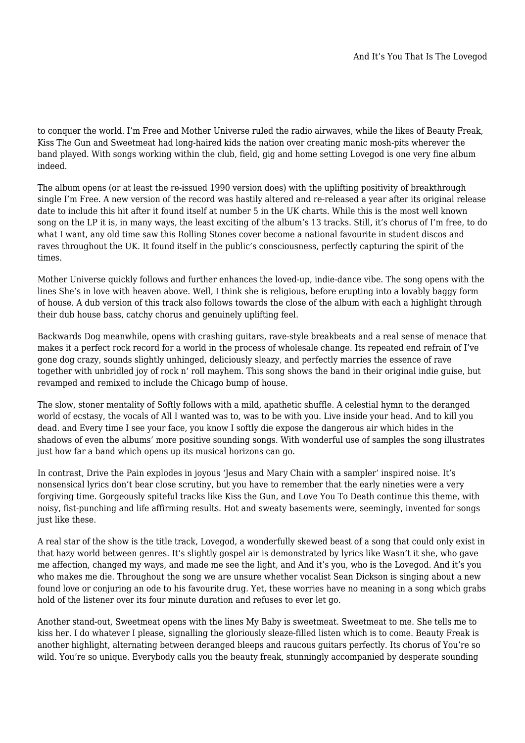to conquer the world. I'm Free and Mother Universe ruled the radio airwaves, while the likes of Beauty Freak, Kiss The Gun and Sweetmeat had long-haired kids the nation over creating manic mosh-pits wherever the band played. With songs working within the club, field, gig and home setting Lovegod is one very fine album indeed.

The album opens (or at least the re-issued 1990 version does) with the uplifting positivity of breakthrough single I'm Free. A new version of the record was hastily altered and re-released a year after its original release date to include this hit after it found itself at number 5 in the UK charts. While this is the most well known song on the LP it is, in many ways, the least exciting of the album's 13 tracks. Still, it's chorus of I'm free, to do what I want, any old time saw this Rolling Stones cover become a national favourite in student discos and raves throughout the UK. It found itself in the public's consciousness, perfectly capturing the spirit of the times.

Mother Universe quickly follows and further enhances the loved-up, indie-dance vibe. The song opens with the lines She's in love with heaven above. Well, I think she is religious, before erupting into a lovably baggy form of house. A dub version of this track also follows towards the close of the album with each a highlight through their dub house bass, catchy chorus and genuinely uplifting feel.

Backwards Dog meanwhile, opens with crashing guitars, rave-style breakbeats and a real sense of menace that makes it a perfect rock record for a world in the process of wholesale change. Its repeated end refrain of I've gone dog crazy, sounds slightly unhinged, deliciously sleazy, and perfectly marries the essence of rave together with unbridled joy of rock n' roll mayhem. This song shows the band in their original indie guise, but revamped and remixed to include the Chicago bump of house.

The slow, stoner mentality of Softly follows with a mild, apathetic shuffle. A celestial hymn to the deranged world of ecstasy, the vocals of All I wanted was to, was to be with you. Live inside your head. And to kill you dead. and Every time I see your face, you know I softly die expose the dangerous air which hides in the shadows of even the albums' more positive sounding songs. With wonderful use of samples the song illustrates just how far a band which opens up its musical horizons can go.

In contrast, Drive the Pain explodes in joyous 'Jesus and Mary Chain with a sampler' inspired noise. It's nonsensical lyrics don't bear close scrutiny, but you have to remember that the early nineties were a very forgiving time. Gorgeously spiteful tracks like Kiss the Gun, and Love You To Death continue this theme, with noisy, fist-punching and life affirming results. Hot and sweaty basements were, seemingly, invented for songs just like these.

A real star of the show is the title track, Lovegod, a wonderfully skewed beast of a song that could only exist in that hazy world between genres. It's slightly gospel air is demonstrated by lyrics like Wasn't it she, who gave me affection, changed my ways, and made me see the light, and And it's you, who is the Lovegod. And it's you who makes me die. Throughout the song we are unsure whether vocalist Sean Dickson is singing about a new found love or conjuring an ode to his favourite drug. Yet, these worries have no meaning in a song which grabs hold of the listener over its four minute duration and refuses to ever let go.

Another stand-out, Sweetmeat opens with the lines My Baby is sweetmeat. Sweetmeat to me. She tells me to kiss her. I do whatever I please, signalling the gloriously sleaze-filled listen which is to come. Beauty Freak is another highlight, alternating between deranged bleeps and raucous guitars perfectly. Its chorus of You're so wild. You're so unique. Everybody calls you the beauty freak, stunningly accompanied by desperate sounding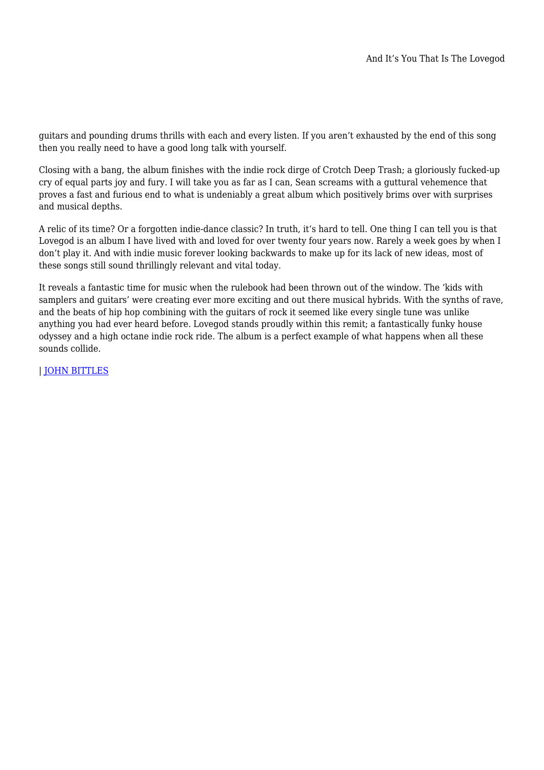guitars and pounding drums thrills with each and every listen. If you aren't exhausted by the end of this song then you really need to have a good long talk with yourself.

Closing with a bang, the album finishes with the indie rock dirge of Crotch Deep Trash; a gloriously fucked-up cry of equal parts joy and fury. I will take you as far as I can, Sean screams with a guttural vehemence that proves a fast and furious end to what is undeniably a great album which positively brims over with surprises and musical depths.

A relic of its time? Or a forgotten indie-dance classic? In truth, it's hard to tell. One thing I can tell you is that Lovegod is an album I have lived with and loved for over twenty four years now. Rarely a week goes by when I don't play it. And with indie music forever looking backwards to make up for its lack of new ideas, most of these songs still sound thrillingly relevant and vital today.

It reveals a fantastic time for music when the rulebook had been thrown out of the window. The 'kids with samplers and guitars' were creating ever more exciting and out there musical hybrids. With the synths of rave, and the beats of hip hop combining with the guitars of rock it seemed like every single tune was unlike anything you had ever heard before. Lovegod stands proudly within this remit; a fantastically funky house odyssey and a high octane indie rock ride. The album is a perfect example of what happens when all these sounds collide.

| JOHN BITTLES